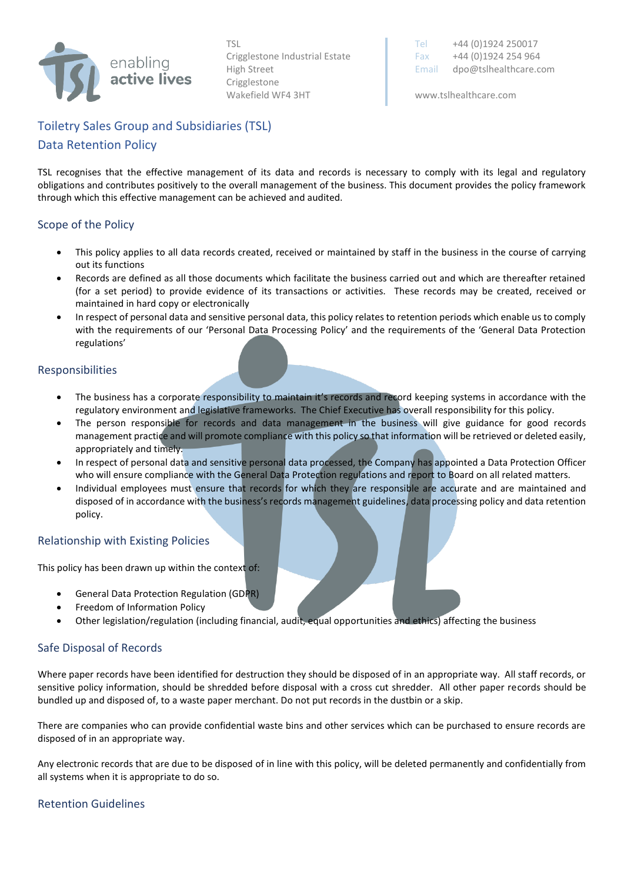TSL
Crigglestone Industrial Estate
High Street
Crigglestone
Wakefield WF4 3HT

Tel +44 (0)1924 250017
Fax +44 (0)1924 254 964
Email dpo@tslhealthcare.com

www.tslhealthcare.com

# Toiletry Sales Group and Subsidiaries (TSL)
# Data Retention Policy

TSL recognises that the effective management of its data and records is necessary to comply with its legal and regulatory obligations and contributes positively to the overall management of the business. This document provides the policy framework through which this effective management can be achieved and audited.

## Scope of the Policy

- This policy applies to all data records created, received or maintained by staff in the business in the course of carrying out its functions
- Records are defined as all those documents which facilitate the business carried out and which are thereafter retained (for a set period) to provide evidence of its transactions or activities. These records may be created, received or maintained in hard copy or electronically
- In respect of personal data and sensitive personal data, this policy relates to retention periods which enable us to comply with the requirements of our 'Personal Data Processing Policy' and the requirements of the 'General Data Protection regulations'

## Responsibilities

- The business has a corporate responsibility to maintain it's records and record keeping systems in accordance with the regulatory environment and legislative frameworks. The Chief Executive has overall responsibility for this policy.
- The person responsible for records and data management in the business will give guidance for good records management practice and will promote compliance with this policy so that information will be retrieved or deleted easily, appropriately and timely.
- In respect of personal data and sensitive personal data processed, the Company has appointed a Data Protection Officer who will ensure compliance with the General Data Protection regulations and report to Board on all related matters.
- Individual employees must ensure that records for which they are responsible are accurate and are maintained and disposed of in accordance with the business's records management guidelines, data processing policy and data retention policy.

## Relationship with Existing Policies

This policy has been drawn up within the context of:

- General Data Protection Regulation (GDPR)
- Freedom of Information Policy
- Other legislation/regulation (including financial, audit, equal opportunities and ethics) affecting the business

## Safe Disposal of Records

Where paper records have been identified for destruction they should be disposed of in an appropriate way. All staff records, or sensitive policy information, should be shredded before disposal with a cross cut shredder. All other paper records should be bundled up and disposed of, to a waste paper merchant. Do not put records in the dustbin or a skip.

There are companies who can provide confidential waste bins and other services which can be purchased to ensure records are disposed of in an appropriate way.

Any electronic records that are due to be disposed of in line with this policy, will be deleted permanently and confidentially from all systems when it is appropriate to do so.

## Retention Guidelines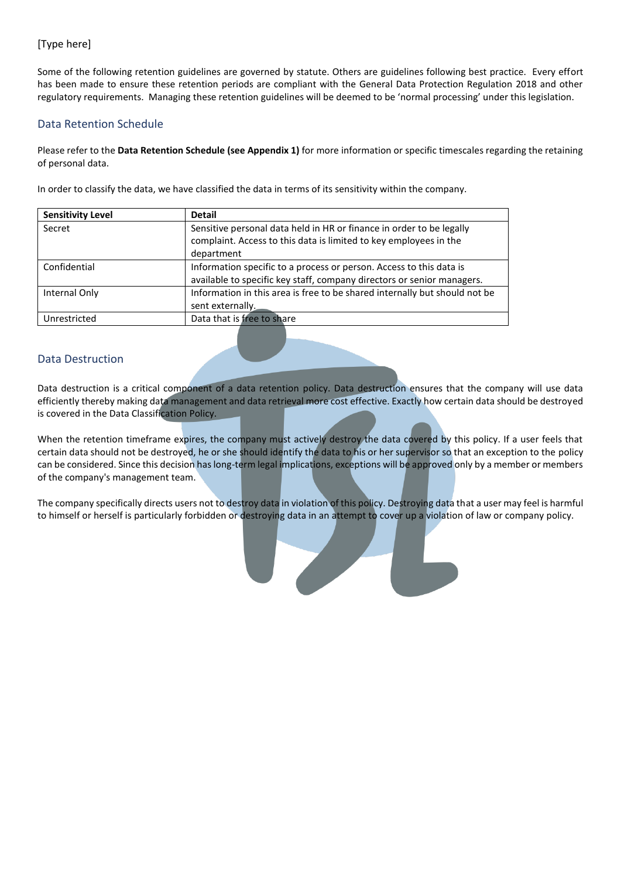Some of the following retention guidelines are governed by statute. Others are guidelines following best practice. Every effort has been made to ensure these retention periods are compliant with the General Data Protection Regulation 2018 and other regulatory requirements. Managing these retention guidelines will be deemed to be 'normal processing' under this legislation.

## Data Retention Schedule

Please refer to the **Data Retention Schedule (see Appendix 1)** for more information or specific timescales regarding the retaining of personal data.

In order to classify the data, we have classified the data in terms of its sensitivity within the company.

| Sensitivity Level | Detail |
|---|---|
| Secret | Sensitive personal data held in HR or finance in order to be legally complaint. Access to this data is limited to key employees in the department |
| Confidential | Information specific to a process or person. Access to this data is available to specific key staff, company directors or senior managers. |
| Internal Only | Information in this area is free to be shared internally but should not be sent externally. |
| Unrestricted | Data that is free to share |

## Data Destruction

Data destruction is a critical component of a data retention policy. Data destruction ensures that the company will use data efficiently thereby making data management and data retrieval more cost effective. Exactly how certain data should be destroyed is covered in the Data Classification Policy.

When the retention timeframe expires, the company must actively destroy the data covered by this policy. If a user feels that certain data should not be destroyed, he or she should identify the data to his or her supervisor so that an exception to the policy can be considered. Since this decision has long-term legal implications, exceptions will be approved only by a member or members of the company's management team.

The company specifically directs users not to destroy data in violation of this policy. Destroying data that a user may feel is harmful to himself or herself is particularly forbidden or destroying data in an attempt to cover up a violation of law or company policy.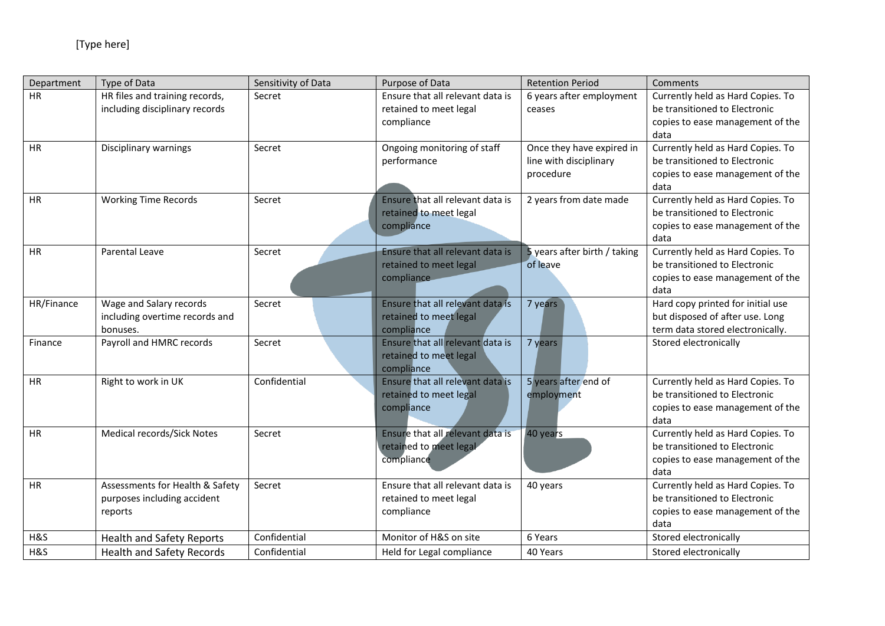[Type here]

| Department | Type of Data | Sensitivity of Data | Purpose of Data | Retention Period | Comments |
|---|---|---|---|---|---|
| HR | HR files and training records, including disciplinary records | Secret | Ensure that all relevant data is retained to meet legal compliance | 6 years after employment ceases | Currently held as Hard Copies. To be transitioned to Electronic copies to ease management of the data |
| HR | Disciplinary warnings | Secret | Ongoing monitoring of staff performance | Once they have expired in line with disciplinary procedure | Currently held as Hard Copies. To be transitioned to Electronic copies to ease management of the data |
| HR | Working Time Records | Secret | Ensure that all relevant data is retained to meet legal compliance | 2 years from date made | Currently held as Hard Copies. To be transitioned to Electronic copies to ease management of the data |
| HR | Parental Leave | Secret | Ensure that all relevant data is retained to meet legal compliance | 5 years after birth / taking of leave | Currently held as Hard Copies. To be transitioned to Electronic copies to ease management of the data |
| HR/Finance | Wage and Salary records including overtime records and bonuses. | Secret | Ensure that all relevant data is retained to meet legal compliance | 7 years | Hard copy printed for initial use but disposed of after use. Long term data stored electronically. |
| Finance | Payroll and HMRC records | Secret | Ensure that all relevant data is retained to meet legal compliance | 7 years | Stored electronically |
| HR | Right to work in UK | Confidential | Ensure that all relevant data is retained to meet legal compliance | 5 years after end of employment | Currently held as Hard Copies. To be transitioned to Electronic copies to ease management of the data |
| HR | Medical records/Sick Notes | Secret | Ensure that all relevant data is retained to meet legal compliance | 40 years | Currently held as Hard Copies. To be transitioned to Electronic copies to ease management of the data |
| HR | Assessments for Health & Safety purposes including accident reports | Secret | Ensure that all relevant data is retained to meet legal compliance | 40 years | Currently held as Hard Copies. To be transitioned to Electronic copies to ease management of the data |
| H&S | Health and Safety Reports | Confidential | Monitor of H&S on site | 6 Years | Stored electronically |
| H&S | Health and Safety Records | Confidential | Held for Legal compliance | 40 Years | Stored electronically |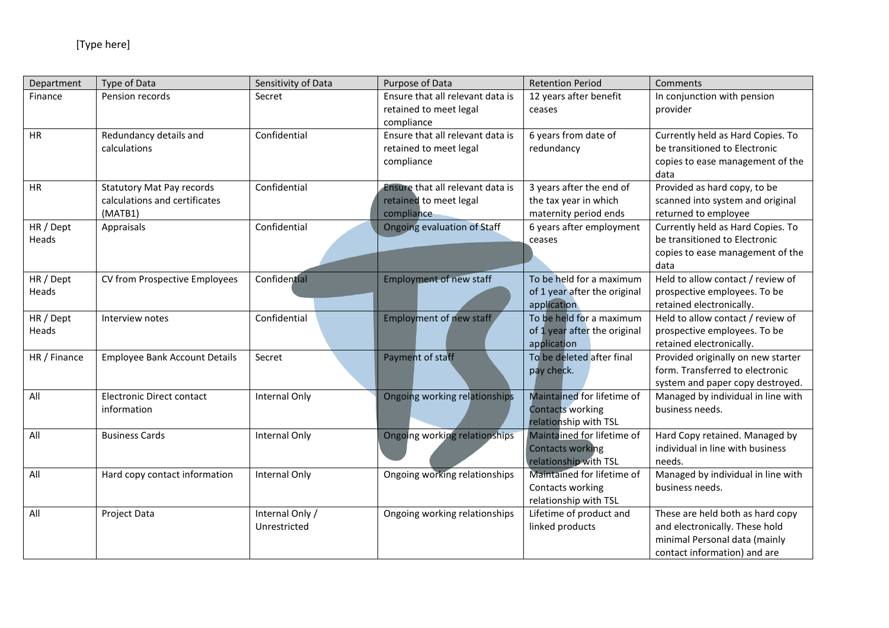[Type here]

| Department | Type of Data | Sensitivity of Data | Purpose of Data | Retention Period | Comments |
|---|---|---|---|---|---|
| Finance | Pension records | Secret | Ensure that all relevant data is retained to meet legal compliance | 12 years after benefit ceases | In conjunction with pension provider |
| HR | Redundancy details and calculations | Confidential | Ensure that all relevant data is retained to meet legal compliance | 6 years from date of redundancy | Currently held as Hard Copies. To be transitioned to Electronic copies to ease management of the data |
| HR | Statutory Mat Pay records calculations and certificates (MATB1) | Confidential | Ensure that all relevant data is retained to meet legal compliance | 3 years after the end of the tax year in which maternity period ends | Provided as hard copy, to be scanned into system and original returned to employee |
| HR / Dept Heads | Appraisals | Confidential | Ongoing evaluation of Staff | 6 years after employment ceases | Currently held as Hard Copies. To be transitioned to Electronic copies to ease management of the data |
| HR / Dept Heads | CV from Prospective Employees | Confidential | Employment of new staff | To be held for a maximum of 1 year after the original application | Held to allow contact / review of prospective employees. To be retained electronically. |
| HR / Dept Heads | Interview notes | Confidential | Employment of new staff | To be held for a maximum of 1 year after the original application | Held to allow contact / review of prospective employees. To be retained electronically. |
| HR / Finance | Employee Bank Account Details | Secret | Payment of staff | To be deleted after final pay check. | Provided originally on new starter form. Transferred to electronic system and paper copy destroyed. |
| All | Electronic Direct contact information | Internal Only | Ongoing working relationships | Maintained for lifetime of Contacts working relationship with TSL | Managed by individual in line with business needs. |
| All | Business Cards | Internal Only | Ongoing working relationships | Maintained for lifetime of Contacts working relationship with TSL | Hard Copy retained. Managed by individual in line with business needs. |
| All | Hard copy contact information | Internal Only | Ongoing working relationships | Maintained for lifetime of Contacts working relationship with TSL | Managed by individual in line with business needs. |
| All | Project Data | Internal Only / Unrestricted | Ongoing working relationships | Lifetime of product and linked products | These are held both as hard copy and electronically. These hold minimal Personal data (mainly contact information) and are |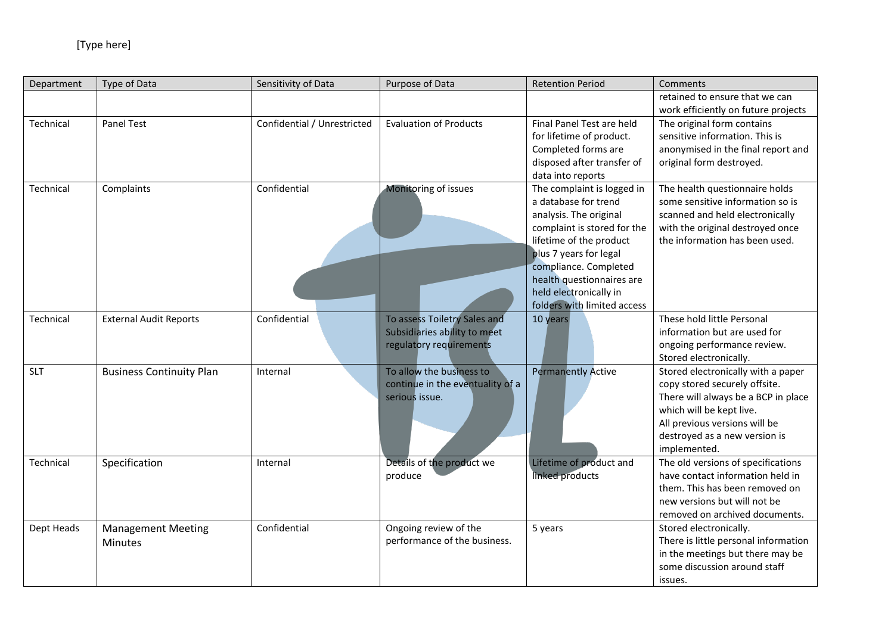[Type here]

| Department | Type of Data | Sensitivity of Data | Purpose of Data | Retention Period | Comments |
|---|---|---|---|---|---|
| | | | | | retained to ensure that we can work efficiently on future projects |
| Technical | Panel Test | Confidential / Unrestricted | Evaluation of Products | Final Panel Test are held for lifetime of product. Completed forms are disposed after transfer of data into reports | The original form contains sensitive information. This is anonymised in the final report and original form destroyed. |
| Technical | Complaints | Confidential | Monitoring of issues | The complaint is logged in a database for trend analysis. The original complaint is stored for the lifetime of the product plus 7 years for legal compliance. Completed health questionnaires are held electronically in folders with limited access | The health questionnaire holds some sensitive information so is scanned and held electronically with the original destroyed once the information has been used. |
| Technical | External Audit Reports | Confidential | To assess Toiletry Sales and Subsidiaries ability to meet regulatory requirements | 10 years | These hold little Personal information but are used for ongoing performance review. Stored electronically. |
| SLT | Business Continuity Plan | Internal | To allow the business to continue in the eventuality of a serious issue. | Permanently Active | Stored electronically with a paper copy stored securely offsite. There will always be a BCP in place which will be kept live. All previous versions will be destroyed as a new version is implemented. |
| Technical | Specification | Internal | Details of the product we produce | Lifetime of product and linked products | The old versions of specifications have contact information held in them. This has been removed on new versions but will not be removed on archived documents. |
| Dept Heads | Management Meeting Minutes | Confidential | Ongoing review of the performance of the business. | 5 years | Stored electronically. There is little personal information in the meetings but there may be some discussion around staff issues. |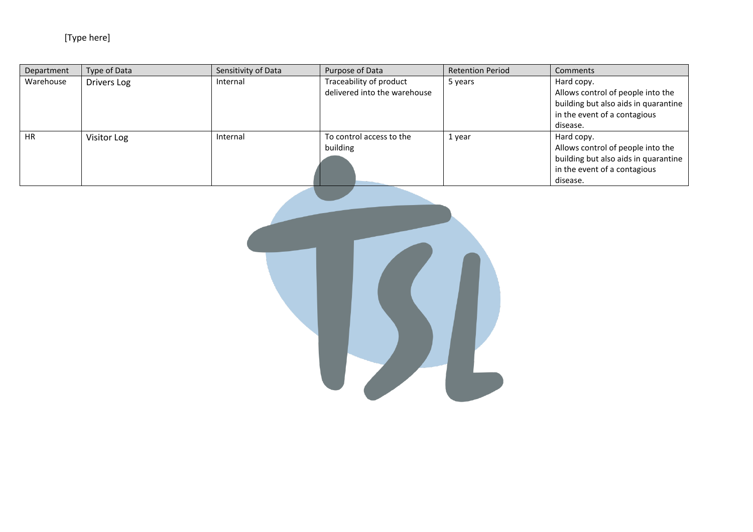[Type here]

| Department | Type of Data | Sensitivity of Data | Purpose of Data | Retention Period | Comments |
|---|---|---|---|---|---|
| Warehouse | Drivers Log | Internal | Traceability of product delivered into the warehouse | 5 years | Hard copy. Allows control of people into the building but also aids in quarantine in the event of a contagious disease. |
| HR | Visitor Log | Internal | To control access to the building | 1 year | Hard copy. Allows control of people into the building but also aids in quarantine in the event of a contagious disease. |